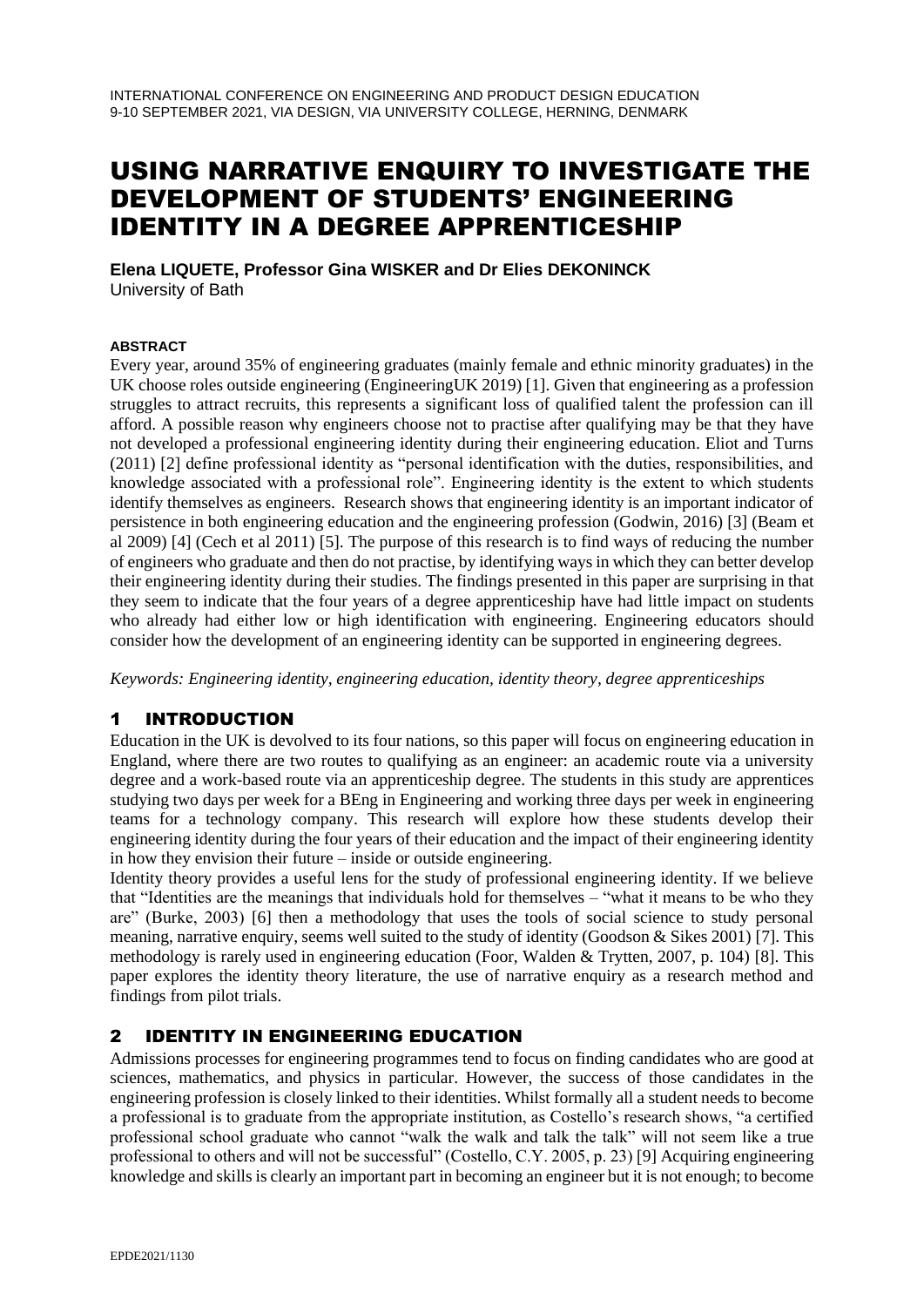# USING NARRATIVE ENQUIRY TO INVESTIGATE THE DEVELOPMENT OF STUDENTS' ENGINEERING IDENTITY IN A DEGREE APPRENTICESHIP

**Elena LIQUETE, Professor Gina WISKER and Dr Elies DEKONINCK**
University of Bath

**ABSTRACT**

Every year, around 35% of engineering graduates (mainly female and ethnic minority graduates) in the UK choose roles outside engineering (EngineeringUK 2019) [1]. Given that engineering as a profession struggles to attract recruits, this represents a significant loss of qualified talent the profession can ill afford. A possible reason why engineers choose not to practise after qualifying may be that they have not developed a professional engineering identity during their engineering education. Eliot and Turns (2011) [2] define professional identity as "personal identification with the duties, responsibilities, and knowledge associated with a professional role". Engineering identity is the extent to which students identify themselves as engineers. Research shows that engineering identity is an important indicator of persistence in both engineering education and the engineering profession (Godwin, 2016) [3] (Beam et al 2009) [4] (Cech et al 2011) [5]. The purpose of this research is to find ways of reducing the number of engineers who graduate and then do not practise, by identifying ways in which they can better develop their engineering identity during their studies. The findings presented in this paper are surprising in that they seem to indicate that the four years of a degree apprenticeship have had little impact on students who already had either low or high identification with engineering. Engineering educators should consider how the development of an engineering identity can be supported in engineering degrees.

*Keywords: Engineering identity, engineering education, identity theory, degree apprenticeships*

## 1 INTRODUCTION

Education in the UK is devolved to its four nations, so this paper will focus on engineering education in England, where there are two routes to qualifying as an engineer: an academic route via a university degree and a work-based route via an apprenticeship degree. The students in this study are apprentices studying two days per week for a BEng in Engineering and working three days per week in engineering teams for a technology company. This research will explore how these students develop their engineering identity during the four years of their education and the impact of their engineering identity in how they envision their future – inside or outside engineering.

Identity theory provides a useful lens for the study of professional engineering identity. If we believe that "Identities are the meanings that individuals hold for themselves – "what it means to be who they are" (Burke, 2003) [6] then a methodology that uses the tools of social science to study personal meaning, narrative enquiry, seems well suited to the study of identity (Goodson & Sikes 2001) [7]. This methodology is rarely used in engineering education (Foor, Walden & Trytten, 2007, p. 104) [8]. This paper explores the identity theory literature, the use of narrative enquiry as a research method and findings from pilot trials.

## 2 IDENTITY IN ENGINEERING EDUCATION

Admissions processes for engineering programmes tend to focus on finding candidates who are good at sciences, mathematics, and physics in particular. However, the success of those candidates in the engineering profession is closely linked to their identities. Whilst formally all a student needs to become a professional is to graduate from the appropriate institution, as Costello's research shows, "a certified professional school graduate who cannot "walk the walk and talk the talk" will not seem like a true professional to others and will not be successful" (Costello, C.Y. 2005, p. 23) [9] Acquiring engineering knowledge and skills is clearly an important part in becoming an engineer but it is not enough; to become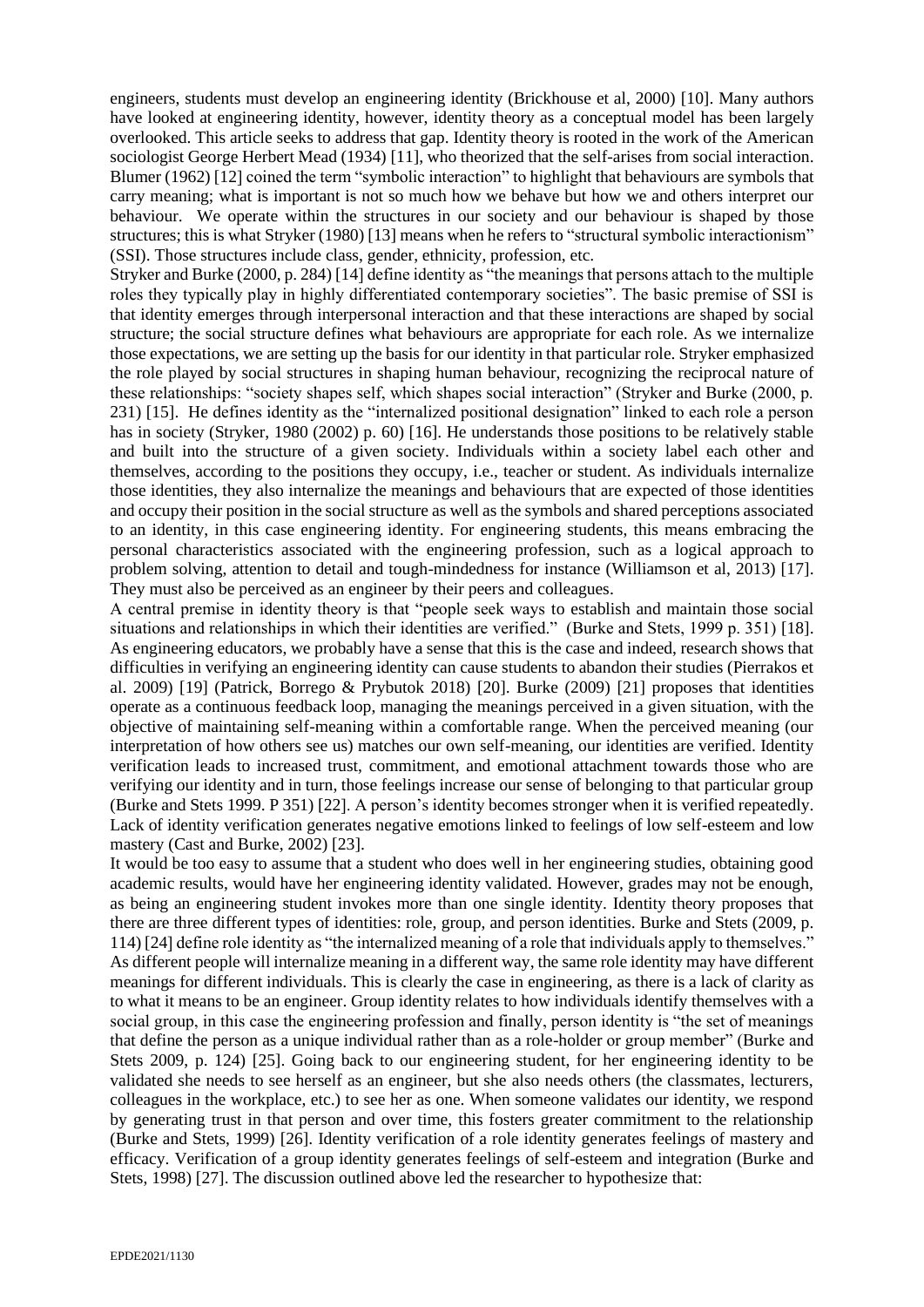engineers, students must develop an engineering identity (Brickhouse et al, 2000) [10]. Many authors have looked at engineering identity, however, identity theory as a conceptual model has been largely overlooked. This article seeks to address that gap. Identity theory is rooted in the work of the American sociologist George Herbert Mead (1934) [11], who theorized that the self-arises from social interaction. Blumer (1962) [12] coined the term "symbolic interaction" to highlight that behaviours are symbols that carry meaning; what is important is not so much how we behave but how we and others interpret our behaviour. We operate within the structures in our society and our behaviour is shaped by those structures; this is what Stryker (1980) [13] means when he refers to "structural symbolic interactionism" (SSI). Those structures include class, gender, ethnicity, profession, etc.

Stryker and Burke (2000, p. 284) [14] define identity as "the meanings that persons attach to the multiple roles they typically play in highly differentiated contemporary societies". The basic premise of SSI is that identity emerges through interpersonal interaction and that these interactions are shaped by social structure; the social structure defines what behaviours are appropriate for each role. As we internalize those expectations, we are setting up the basis for our identity in that particular role. Stryker emphasized the role played by social structures in shaping human behaviour, recognizing the reciprocal nature of these relationships: "society shapes self, which shapes social interaction" (Stryker and Burke (2000, p. 231) [15]. He defines identity as the "internalized positional designation" linked to each role a person has in society (Stryker, 1980 (2002) p. 60) [16]. He understands those positions to be relatively stable and built into the structure of a given society. Individuals within a society label each other and themselves, according to the positions they occupy, i.e., teacher or student. As individuals internalize those identities, they also internalize the meanings and behaviours that are expected of those identities and occupy their position in the social structure as well as the symbols and shared perceptions associated to an identity, in this case engineering identity. For engineering students, this means embracing the personal characteristics associated with the engineering profession, such as a logical approach to problem solving, attention to detail and tough-mindedness for instance (Williamson et al, 2013) [17]. They must also be perceived as an engineer by their peers and colleagues.

A central premise in identity theory is that "people seek ways to establish and maintain those social situations and relationships in which their identities are verified." (Burke and Stets, 1999 p. 351) [18]. As engineering educators, we probably have a sense that this is the case and indeed, research shows that difficulties in verifying an engineering identity can cause students to abandon their studies (Pierrakos et al. 2009) [19] (Patrick, Borrego & Prybutok 2018) [20]. Burke (2009) [21] proposes that identities operate as a continuous feedback loop, managing the meanings perceived in a given situation, with the objective of maintaining self-meaning within a comfortable range. When the perceived meaning (our interpretation of how others see us) matches our own self-meaning, our identities are verified. Identity verification leads to increased trust, commitment, and emotional attachment towards those who are verifying our identity and in turn, those feelings increase our sense of belonging to that particular group (Burke and Stets 1999. P 351) [22]. A person's identity becomes stronger when it is verified repeatedly. Lack of identity verification generates negative emotions linked to feelings of low self-esteem and low mastery (Cast and Burke, 2002) [23].

It would be too easy to assume that a student who does well in her engineering studies, obtaining good academic results, would have her engineering identity validated. However, grades may not be enough, as being an engineering student invokes more than one single identity. Identity theory proposes that there are three different types of identities: role, group, and person identities. Burke and Stets (2009, p. 114) [24] define role identity as "the internalized meaning of a role that individuals apply to themselves." As different people will internalize meaning in a different way, the same role identity may have different meanings for different individuals. This is clearly the case in engineering, as there is a lack of clarity as to what it means to be an engineer. Group identity relates to how individuals identify themselves with a social group, in this case the engineering profession and finally, person identity is "the set of meanings that define the person as a unique individual rather than as a role-holder or group member" (Burke and Stets 2009, p. 124) [25]. Going back to our engineering student, for her engineering identity to be validated she needs to see herself as an engineer, but she also needs others (the classmates, lecturers, colleagues in the workplace, etc.) to see her as one. When someone validates our identity, we respond by generating trust in that person and over time, this fosters greater commitment to the relationship (Burke and Stets, 1999) [26]. Identity verification of a role identity generates feelings of mastery and efficacy. Verification of a group identity generates feelings of self-esteem and integration (Burke and Stets, 1998) [27]. The discussion outlined above led the researcher to hypothesize that: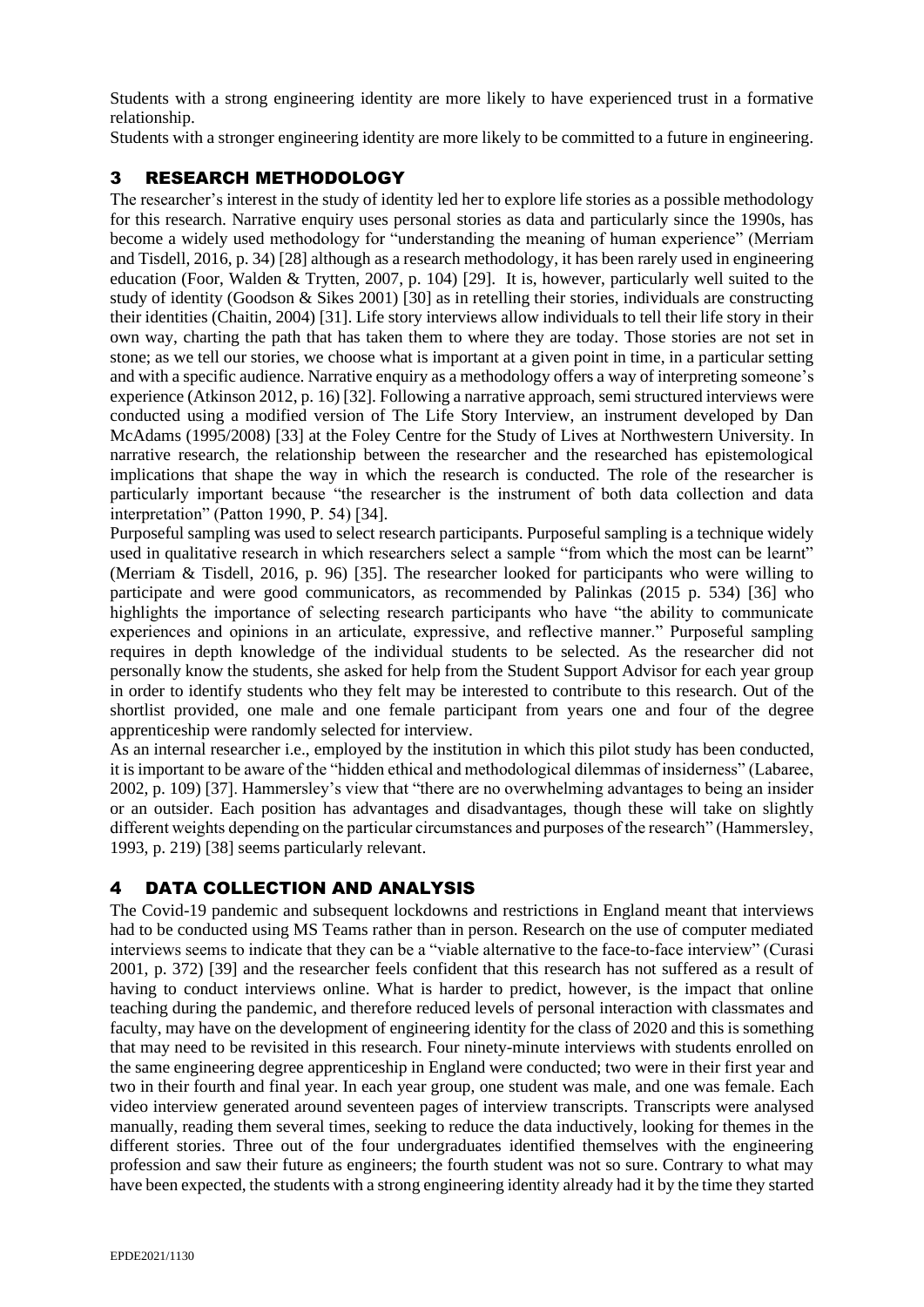Students with a strong engineering identity are more likely to have experienced trust in a formative relationship.

Students with a stronger engineering identity are more likely to be committed to a future in engineering.

## 3 RESEARCH METHODOLOGY

The researcher's interest in the study of identity led her to explore life stories as a possible methodology for this research. Narrative enquiry uses personal stories as data and particularly since the 1990s, has become a widely used methodology for "understanding the meaning of human experience" (Merriam and Tisdell, 2016, p. 34) [28] although as a research methodology, it has been rarely used in engineering education (Foor, Walden & Trytten, 2007, p. 104) [29]. It is, however, particularly well suited to the study of identity (Goodson & Sikes 2001) [30] as in retelling their stories, individuals are constructing their identities (Chaitin, 2004) [31]. Life story interviews allow individuals to tell their life story in their own way, charting the path that has taken them to where they are today. Those stories are not set in stone; as we tell our stories, we choose what is important at a given point in time, in a particular setting and with a specific audience. Narrative enquiry as a methodology offers a way of interpreting someone's experience (Atkinson 2012, p. 16) [32]. Following a narrative approach, semi structured interviews were conducted using a modified version of The Life Story Interview, an instrument developed by Dan McAdams (1995/2008) [33] at the Foley Centre for the Study of Lives at Northwestern University. In narrative research, the relationship between the researcher and the researched has epistemological implications that shape the way in which the research is conducted. The role of the researcher is particularly important because "the researcher is the instrument of both data collection and data interpretation" (Patton 1990, P. 54) [34].

Purposeful sampling was used to select research participants. Purposeful sampling is a technique widely used in qualitative research in which researchers select a sample "from which the most can be learnt" (Merriam & Tisdell, 2016, p. 96) [35]. The researcher looked for participants who were willing to participate and were good communicators, as recommended by Palinkas (2015 p. 534) [36] who highlights the importance of selecting research participants who have "the ability to communicate experiences and opinions in an articulate, expressive, and reflective manner." Purposeful sampling requires in depth knowledge of the individual students to be selected. As the researcher did not personally know the students, she asked for help from the Student Support Advisor for each year group in order to identify students who they felt may be interested to contribute to this research. Out of the shortlist provided, one male and one female participant from years one and four of the degree apprenticeship were randomly selected for interview.

As an internal researcher i.e., employed by the institution in which this pilot study has been conducted, it is important to be aware of the "hidden ethical and methodological dilemmas of insiderness" (Labaree, 2002, p. 109) [37]. Hammersley's view that "there are no overwhelming advantages to being an insider or an outsider. Each position has advantages and disadvantages, though these will take on slightly different weights depending on the particular circumstances and purposes of the research" (Hammersley, 1993, p. 219) [38] seems particularly relevant.

## 4 DATA COLLECTION AND ANALYSIS

The Covid-19 pandemic and subsequent lockdowns and restrictions in England meant that interviews had to be conducted using MS Teams rather than in person. Research on the use of computer mediated interviews seems to indicate that they can be a "viable alternative to the face-to-face interview" (Curasi 2001, p. 372) [39] and the researcher feels confident that this research has not suffered as a result of having to conduct interviews online. What is harder to predict, however, is the impact that online teaching during the pandemic, and therefore reduced levels of personal interaction with classmates and faculty, may have on the development of engineering identity for the class of 2020 and this is something that may need to be revisited in this research. Four ninety-minute interviews with students enrolled on the same engineering degree apprenticeship in England were conducted; two were in their first year and two in their fourth and final year. In each year group, one student was male, and one was female. Each video interview generated around seventeen pages of interview transcripts. Transcripts were analysed manually, reading them several times, seeking to reduce the data inductively, looking for themes in the different stories. Three out of the four undergraduates identified themselves with the engineering profession and saw their future as engineers; the fourth student was not so sure. Contrary to what may have been expected, the students with a strong engineering identity already had it by the time they started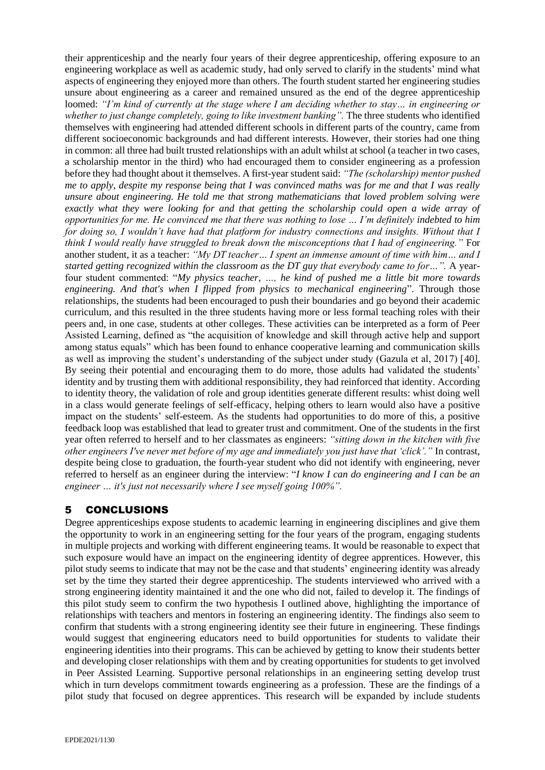their apprenticeship and the nearly four years of their degree apprenticeship, offering exposure to an engineering workplace as well as academic study, had only served to clarify in the students' mind what aspects of engineering they enjoyed more than others. The fourth student started her engineering studies unsure about engineering as a career and remained unsured as the end of the degree apprenticeship loomed: *"I'm kind of currently at the stage where I am deciding whether to stay… in engineering or whether to just change completely, going to like investment banking".* The three students who identified themselves with engineering had attended different schools in different parts of the country, came from different socioeconomic backgrounds and had different interests. However, their stories had one thing in common: all three had built trusted relationships with an adult whilst at school (a teacher in two cases, a scholarship mentor in the third) who had encouraged them to consider engineering as a profession before they had thought about it themselves. A first-year student said: *"The (scholarship) mentor pushed me to apply, despite my response being that I was convinced maths was for me and that I was really unsure about engineering. He told me that strong mathematicians that loved problem solving were exactly what they were looking for and that getting the scholarship could open a wide array of opportunities for me. He convinced me that there was nothing to lose … I'm definitely indebted to him for doing so, I wouldn't have had that platform for industry connections and insights. Without that I think I would really have struggled to break down the misconceptions that I had of engineering."* For another student, it as a teacher: *"My DT teacher… I spent an immense amount of time with him… and I started getting recognized within the classroom as the DT guy that everybody came to for…".* A year-four student commented: "*My physics teacher, …, he kind of pushed me a little bit more towards engineering. And that's when I flipped from physics to mechanical engineering*". Through those relationships, the students had been encouraged to push their boundaries and go beyond their academic curriculum, and this resulted in the three students having more or less formal teaching roles with their peers and, in one case, students at other colleges. These activities can be interpreted as a form of Peer Assisted Learning, defined as "the acquisition of knowledge and skill through active help and support among status equals" which has been found to enhance cooperative learning and communication skills as well as improving the student's understanding of the subject under study (Gazula et al, 2017) [40]. By seeing their potential and encouraging them to do more, those adults had validated the students' identity and by trusting them with additional responsibility, they had reinforced that identity. According to identity theory, the validation of role and group identities generate different results: whist doing well in a class would generate feelings of self-efficacy, helping others to learn would also have a positive impact on the students' self-esteem. As the students had opportunities to do more of this, a positive feedback loop was established that lead to greater trust and commitment. One of the students in the first year often referred to herself and to her classmates as engineers: *"sitting down in the kitchen with five other engineers I've never met before of my age and immediately you just have that 'click'."* In contrast, despite being close to graduation, the fourth-year student who did not identify with engineering, never referred to herself as an engineer during the interview: "*I know I can do engineering and I can be an engineer … it's just not necessarily where I see myself going 100%".*

## 5 CONCLUSIONS

Degree apprenticeships expose students to academic learning in engineering disciplines and give them the opportunity to work in an engineering setting for the four years of the program, engaging students in multiple projects and working with different engineering teams. It would be reasonable to expect that such exposure would have an impact on the engineering identity of degree apprentices. However, this pilot study seems to indicate that may not be the case and that students' engineering identity was already set by the time they started their degree apprenticeship. The students interviewed who arrived with a strong engineering identity maintained it and the one who did not, failed to develop it. The findings of this pilot study seem to confirm the two hypothesis I outlined above, highlighting the importance of relationships with teachers and mentors in fostering an engineering identity. The findings also seem to confirm that students with a strong engineering identity see their future in engineering. These findings would suggest that engineering educators need to build opportunities for students to validate their engineering identities into their programs. This can be achieved by getting to know their students better and developing closer relationships with them and by creating opportunities for students to get involved in Peer Assisted Learning. Supportive personal relationships in an engineering setting develop trust which in turn develops commitment towards engineering as a profession. These are the findings of a pilot study that focused on degree apprentices. This research will be expanded by include students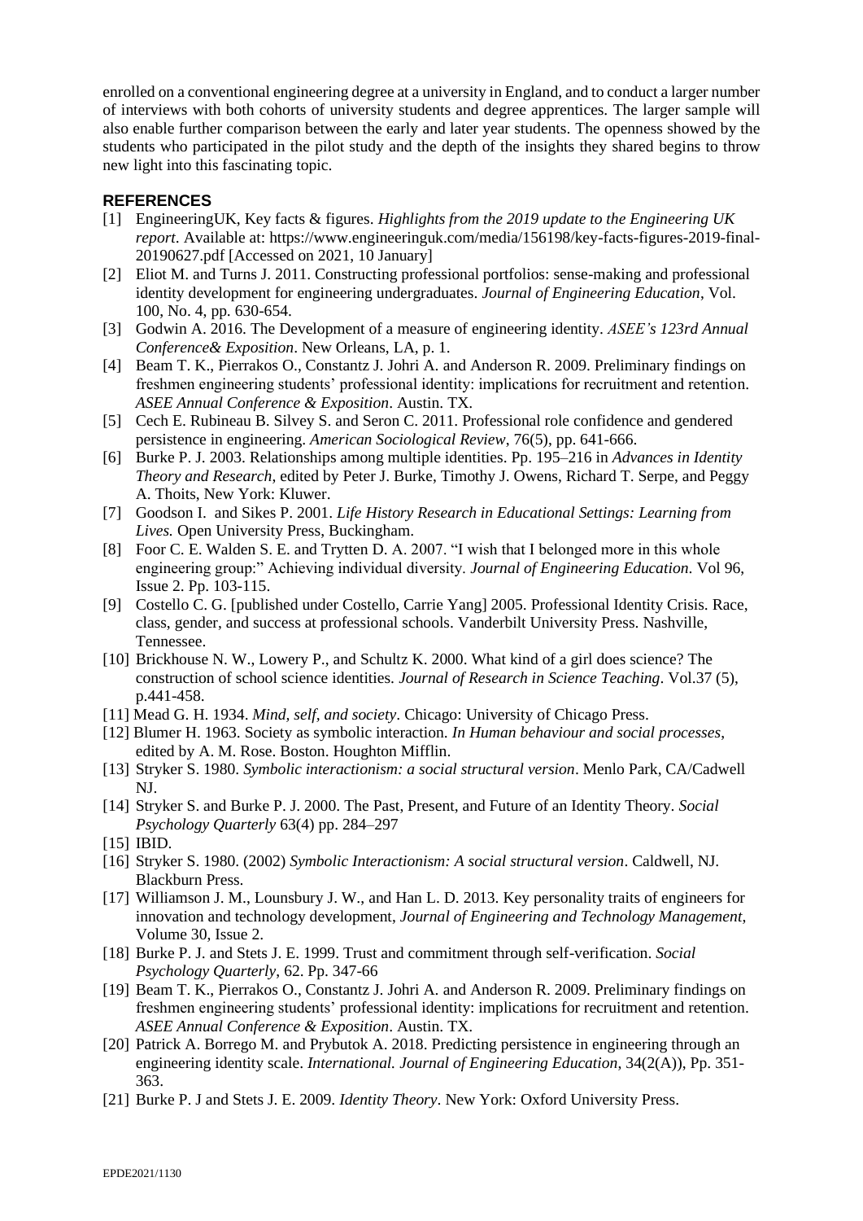enrolled on a conventional engineering degree at a university in England, and to conduct a larger number of interviews with both cohorts of university students and degree apprentices. The larger sample will also enable further comparison between the early and later year students. The openness showed by the students who participated in the pilot study and the depth of the insights they shared begins to throw new light into this fascinating topic.

## REFERENCES

[1] EngineeringUK, Key facts & figures. *Highlights from the 2019 update to the Engineering UK report*. Available at: https://www.engineeringuk.com/media/156198/key-facts-figures-2019-final-20190627.pdf [Accessed on 2021, 10 January]

[2] Eliot M. and Turns J. 2011. Constructing professional portfolios: sense-making and professional identity development for engineering undergraduates. *Journal of Engineering Education*, Vol. 100, No. 4, pp. 630-654.

[3] Godwin A. 2016. The Development of a measure of engineering identity. *ASEE's 123rd Annual Conference& Exposition*. New Orleans, LA, p. 1.

[4] Beam T. K., Pierrakos O., Constantz J. Johri A. and Anderson R. 2009. Preliminary findings on freshmen engineering students' professional identity: implications for recruitment and retention. *ASEE Annual Conference & Exposition*. Austin. TX.

[5] Cech E. Rubineau B. Silvey S. and Seron C. 2011. Professional role confidence and gendered persistence in engineering. *American Sociological Review*, 76(5), pp. 641-666.

[6] Burke P. J. 2003. Relationships among multiple identities. Pp. 195–216 in *Advances in Identity Theory and Research*, edited by Peter J. Burke, Timothy J. Owens, Richard T. Serpe, and Peggy A. Thoits, New York: Kluwer.

[7] Goodson I. and Sikes P. 2001. *Life History Research in Educational Settings: Learning from Lives.* Open University Press, Buckingham.

[8] Foor C. E. Walden S. E. and Trytten D. A. 2007. "I wish that I belonged more in this whole engineering group:" Achieving individual diversity. *Journal of Engineering Education*. Vol 96, Issue 2. Pp. 103-115.

[9] Costello C. G. [published under Costello, Carrie Yang] 2005. Professional Identity Crisis. Race, class, gender, and success at professional schools. Vanderbilt University Press. Nashville, Tennessee.

[10] Brickhouse N. W., Lowery P., and Schultz K. 2000. What kind of a girl does science? The construction of school science identities. *Journal of Research in Science Teaching*. Vol.37 (5), p.441-458.

[11] Mead G. H. 1934. *Mind, self, and society*. Chicago: University of Chicago Press.

[12] Blumer H. 1963. Society as symbolic interaction. *In Human behaviour and social processes*, edited by A. M. Rose. Boston. Houghton Mifflin.

[13] Stryker S. 1980. *Symbolic interactionism: a social structural version*. Menlo Park, CA/Cadwell NJ.

[14] Stryker S. and Burke P. J. 2000. The Past, Present, and Future of an Identity Theory. *Social Psychology Quarterly* 63(4) pp. 284–297

[15] IBID.

[16] Stryker S. 1980. (2002) *Symbolic Interactionism: A social structural version*. Caldwell, NJ. Blackburn Press.

[17] Williamson J. M., Lounsbury J. W., and Han L. D. 2013. Key personality traits of engineers for innovation and technology development, *Journal of Engineering and Technology Management*, Volume 30, Issue 2.

[18] Burke P. J. and Stets J. E. 1999. Trust and commitment through self-verification. *Social Psychology Quarterly*, 62. Pp. 347-66

[19] Beam T. K., Pierrakos O., Constantz J. Johri A. and Anderson R. 2009. Preliminary findings on freshmen engineering students' professional identity: implications for recruitment and retention. *ASEE Annual Conference & Exposition*. Austin. TX.

[20] Patrick A. Borrego M. and Prybutok A. 2018. Predicting persistence in engineering through an engineering identity scale. *International. Journal of Engineering Education*, 34(2(A)), Pp. 351-363.

[21] Burke P. J and Stets J. E. 2009. *Identity Theory*. New York: Oxford University Press.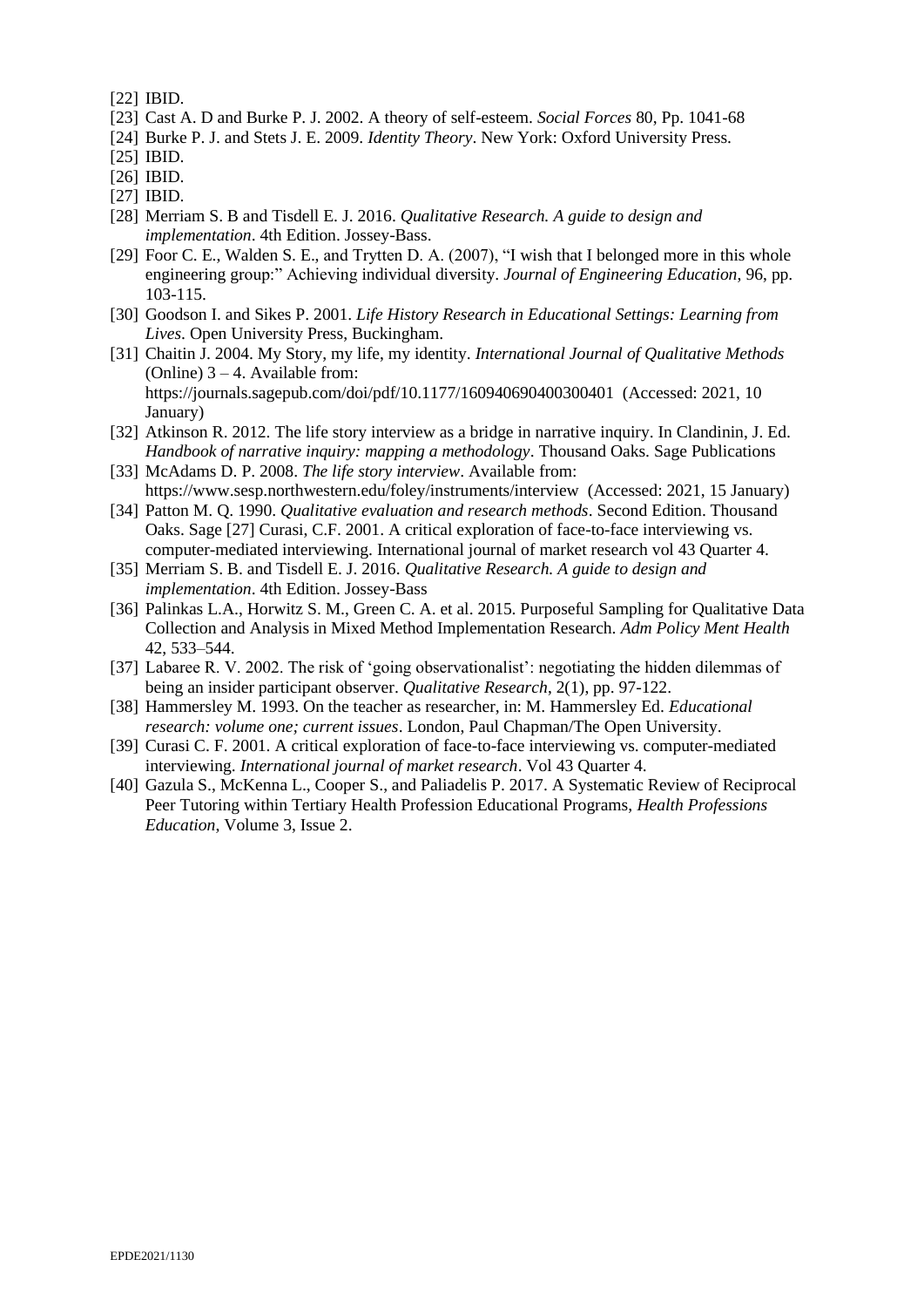[22] IBID.

[23] Cast A. D and Burke P. J. 2002. A theory of self-esteem. *Social Forces* 80, Pp. 1041-68

[24] Burke P. J. and Stets J. E. 2009. *Identity Theory*. New York: Oxford University Press.

[25] IBID.

[26] IBID.

[27] IBID.

[28] Merriam S. B and Tisdell E. J. 2016. *Qualitative Research. A guide to design and implementation*. 4th Edition. Jossey-Bass.

[29] Foor C. E., Walden S. E., and Trytten D. A. (2007), "I wish that I belonged more in this whole engineering group:" Achieving individual diversity. *Journal of Engineering Education*, 96, pp. 103-115.

[30] Goodson I. and Sikes P. 2001. *Life History Research in Educational Settings: Learning from Lives*. Open University Press, Buckingham.

[31] Chaitin J. 2004. My Story, my life, my identity. *International Journal of Qualitative Methods* (Online) 3 – 4. Available from: https://journals.sagepub.com/doi/pdf/10.1177/160940690400300401 (Accessed: 2021, 10 January)

[32] Atkinson R. 2012. The life story interview as a bridge in narrative inquiry. In Clandinin, J. Ed. *Handbook of narrative inquiry: mapping a methodology*. Thousand Oaks. Sage Publications

[33] McAdams D. P. 2008. *The life story interview*. Available from: https://www.sesp.northwestern.edu/foley/instruments/interview (Accessed: 2021, 15 January)

[34] Patton M. Q. 1990. *Qualitative evaluation and research methods*. Second Edition. Thousand Oaks. Sage [27] Curasi, C.F. 2001. A critical exploration of face-to-face interviewing vs. computer-mediated interviewing. International journal of market research vol 43 Quarter 4.

[35] Merriam S. B. and Tisdell E. J. 2016. *Qualitative Research. A guide to design and implementation*. 4th Edition. Jossey-Bass

[36] Palinkas L.A., Horwitz S. M., Green C. A. et al. 2015. Purposeful Sampling for Qualitative Data Collection and Analysis in Mixed Method Implementation Research. *Adm Policy Ment Health* 42, 533–544.

[37] Labaree R. V. 2002. The risk of 'going observationalist': negotiating the hidden dilemmas of being an insider participant observer. *Qualitative Research*, 2(1), pp. 97-122.

[38] Hammersley M. 1993. On the teacher as researcher, in: M. Hammersley Ed. *Educational research: volume one; current issues*. London, Paul Chapman/The Open University.

[39] Curasi C. F. 2001. A critical exploration of face-to-face interviewing vs. computer-mediated interviewing. *International journal of market research*. Vol 43 Quarter 4.

[40] Gazula S., McKenna L., Cooper S., and Paliadelis P. 2017. A Systematic Review of Reciprocal Peer Tutoring within Tertiary Health Profession Educational Programs, *Health Professions Education*, Volume 3, Issue 2.